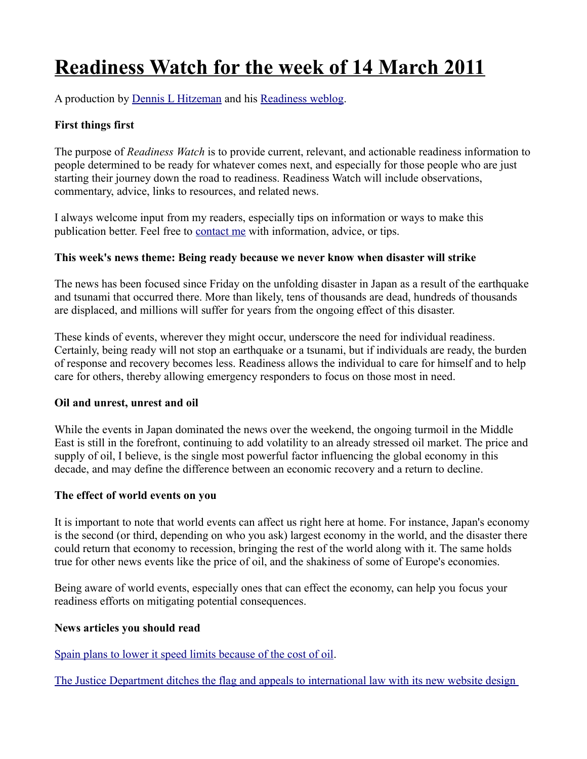# Readiness Watch for the week of 14 March 2011

A production by Dennis L Hitzeman and his Readiness weblog.

**First things first**

The purpose of *Readiness Watch* is to provide current, relevant, and actionable readiness information to people determined to be ready for whatever comes next, and especially for those people who are just starting their journey down the road to readiness. Readiness Watch will include observations, commentary, advice, links to resources, and related news.

I always welcome input from my readers, especially tips on information or ways to make this publication better. Feel free to contact me with information, advice, or tips.

**This week's news theme: Being ready because we never know when disaster will strike**

The news has been focused since Friday on the unfolding disaster in Japan as a result of the earthquake and tsunami that occurred there. More than likely, tens of thousands are dead, hundreds of thousands are displaced, and millions will suffer for years from the ongoing effect of this disaster.

These kinds of events, wherever they might occur, underscore the need for individual readiness. Certainly, being ready will not stop an earthquake or a tsunami, but if individuals are ready, the burden of response and recovery becomes less. Readiness allows the individual to care for himself and to help care for others, thereby allowing emergency responders to focus on those most in need.

**Oil and unrest, unrest and oil**

While the events in Japan dominated the news over the weekend, the ongoing turmoil in the Middle East is still in the forefront, continuing to add volatility to an already stressed oil market. The price and supply of oil, I believe, is the single most powerful factor influencing the global economy in this decade, and may define the difference between an economic recovery and a return to decline.

**The effect of world events on you**

It is important to note that world events can affect us right here at home. For instance, Japan's economy is the second (or third, depending on who you ask) largest economy in the world, and the disaster there could return that economy to recession, bringing the rest of the world along with it. The same holds true for other news events like the price of oil, and the shakiness of some of Europe's economies.

Being aware of world events, especially ones that can effect the economy, can help you focus your readiness efforts on mitigating potential consequences.

**News articles you should read**

Spain plans to lower it speed limits because of the cost of oil.

The Justice Department ditches the flag and appeals to international law with its new website design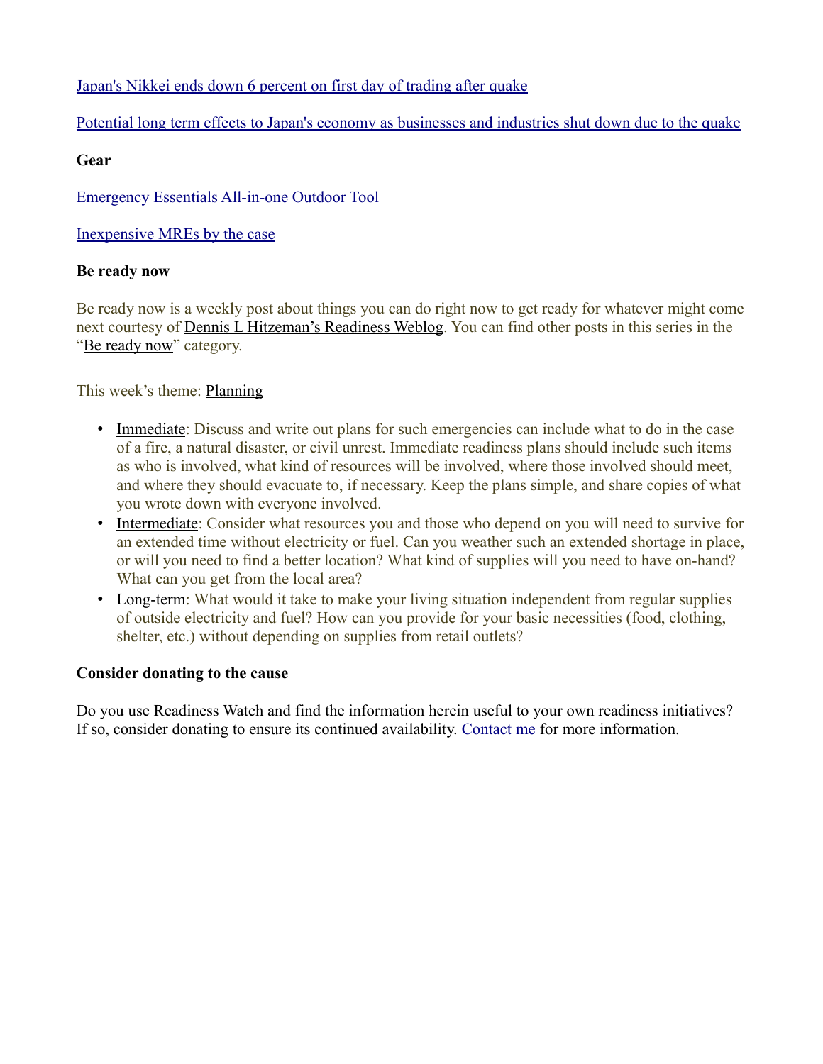Japan's Nikkei ends down 6 percent on first day of trading after quake

Potential long term effects to Japan's economy as businesses and industries shut down due to the quake

**Gear**

Emergency Essentials All-in-one Outdoor Tool

Inexpensive MREs by the case

**Be ready now**

Be ready now is a weekly post about things you can do right now to get ready for whatever might come next courtesy of Dennis L Hitzeman's Readiness Weblog. You can find other posts in this series in the "Be ready now" category.

This week's theme: Planning

- Immediate: Discuss and write out plans for such emergencies can include what to do in the case of a fire, a natural disaster, or civil unrest. Immediate readiness plans should include such items as who is involved, what kind of resources will be involved, where those involved should meet, and where they should evacuate to, if necessary. Keep the plans simple, and share copies of what you wrote down with everyone involved.
- Intermediate: Consider what resources you and those who depend on you will need to survive for an extended time without electricity or fuel. Can you weather such an extended shortage in place, or will you need to find a better location? What kind of supplies will you need to have on-hand? What can you get from the local area?
- Long-term: What would it take to make your living situation independent from regular supplies of outside electricity and fuel? How can you provide for your basic necessities (food, clothing, shelter, etc.) without depending on supplies from retail outlets?

**Consider donating to the cause**

Do you use Readiness Watch and find the information herein useful to your own readiness initiatives? If so, consider donating to ensure its continued availability. Contact me for more information.